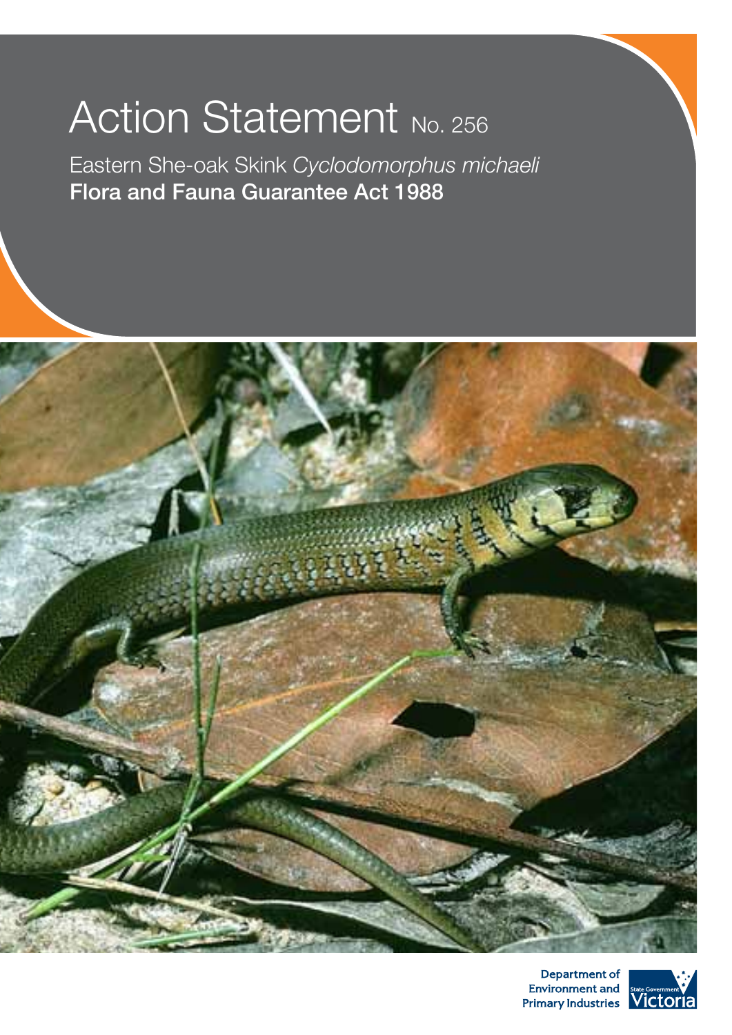# Action Statement No. 256

Eastern She-oak Skink *Cyclodomorphus michaeli*

**Flora and Fauna Guarantee Act 1988**

Department of Environment and Primary Industries

State Government Victoria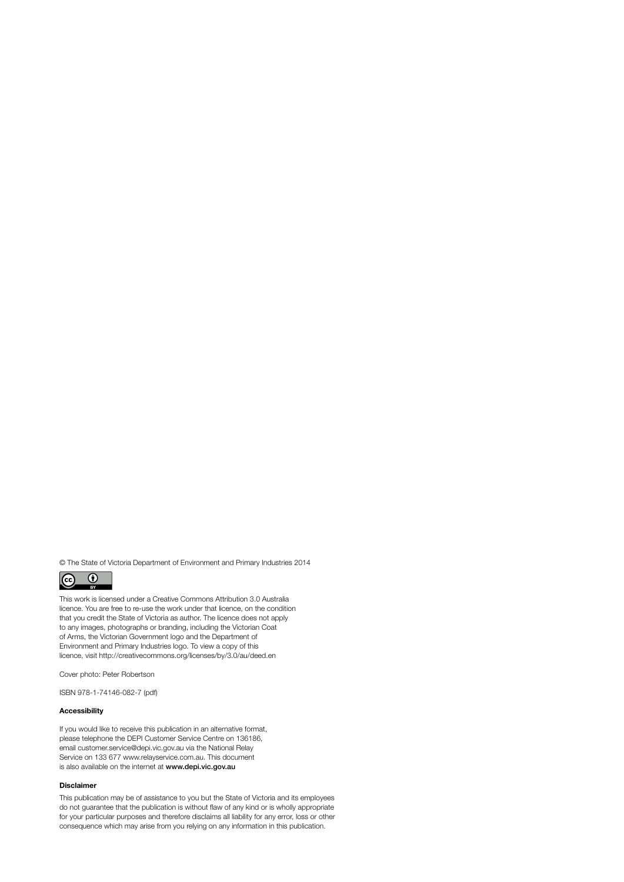© The State of Victoria Department of Environment and Primary Industries 2014

This work is licensed under a Creative Commons Attribution 3.0 Australia licence. You are free to re-use the work under that licence, on the condition that you credit the State of Victoria as author. The licence does not apply to any images, photographs or branding, including the Victorian Coat of Arms, the Victorian Government logo and the Department of Environment and Primary Industries logo. To view a copy of this licence, visit http://creativecommons.org/licenses/by/3.0/au/deed.en

Cover photo: Peter Robertson

ISBN 978-1-74146-082-7 (pdf)

**Accessibility**

If you would like to receive this publication in an alternative format, please telephone the DEPI Customer Service Centre on 136186, email customer.service@depi.vic.gov.au via the National Relay Service on 133 677 www.relayservice.com.au. This document is also available on the internet at **www.depi.vic.gov.au**

**Disclaimer**

This publication may be of assistance to you but the State of Victoria and its employees do not guarantee that the publication is without flaw of any kind or is wholly appropriate for your particular purposes and therefore disclaims all liability for any error, loss or other consequence which may arise from you relying on any information in this publication.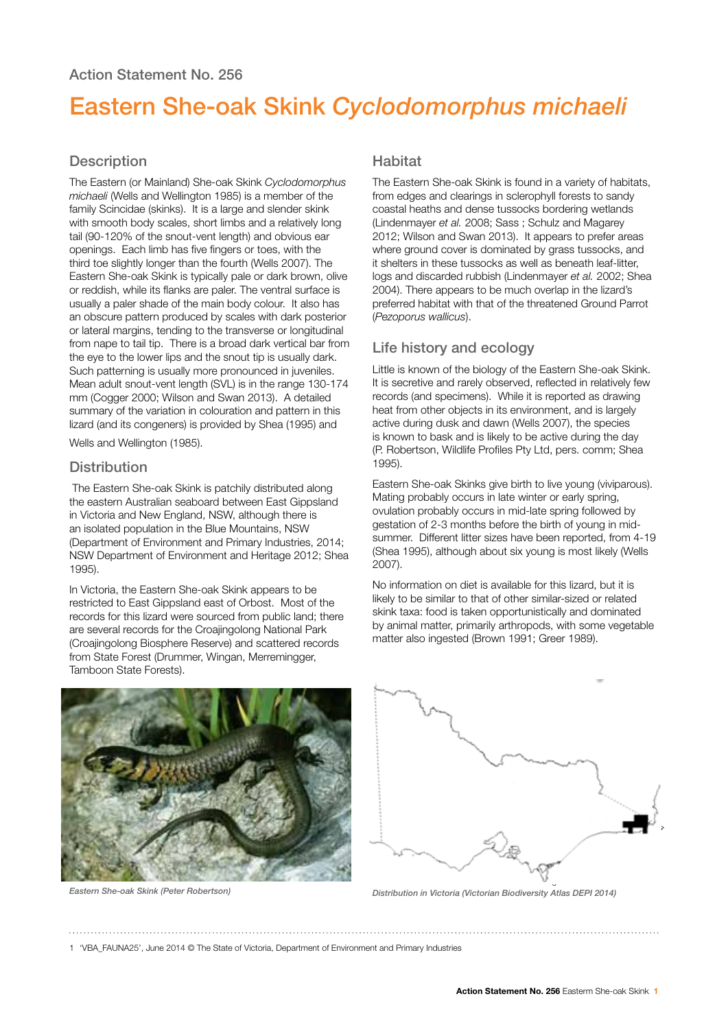Action Statement No. 256

# Eastern She-oak Skink *Cyclodomorphus michaeli*

## Description

The Eastern (or Mainland) She-oak Skink *Cyclodomorphus michaeli* (Wells and Wellington 1985) is a member of the family Scincidae (skinks). It is a large and slender skink with smooth body scales, short limbs and a relatively long tail (90-120% of the snout-vent length) and obvious ear openings. Each limb has five fingers or toes, with the third toe slightly longer than the fourth (Wells 2007). The Eastern She-oak Skink is typically pale or dark brown, olive or reddish, while its flanks are paler. The ventral surface is usually a paler shade of the main body colour. It also has an obscure pattern produced by scales with dark posterior or lateral margins, tending to the transverse or longitudinal from nape to tail tip. There is a broad dark vertical bar from the eye to the lower lips and the snout tip is usually dark. Such patterning is usually more pronounced in juveniles. Mean adult snout-vent length (SVL) is in the range 130-174 mm (Cogger 2000; Wilson and Swan 2013). A detailed summary of the variation in colouration and pattern in this lizard (and its congeners) is provided by Shea (1995) and Wells and Wellington (1985).

## Distribution

The Eastern She-oak Skink is patchily distributed along the eastern Australian seaboard between East Gippsland in Victoria and New England, NSW, although there is an isolated population in the Blue Mountains, NSW (Department of Environment and Primary Industries, 2014; NSW Department of Environment and Heritage 2012; Shea 1995).

In Victoria, the Eastern She-oak Skink appears to be restricted to East Gippsland east of Orbost. Most of the records for this lizard were sourced from public land; there are several records for the Croajingolong National Park (Croajingolong Biosphere Reserve) and scattered records from State Forest (Drummer, Wingan, Merremingger, Tamboon State Forests).

## Habitat

The Eastern She-oak Skink is found in a variety of habitats, from edges and clearings in sclerophyll forests to sandy coastal heaths and dense tussocks bordering wetlands (Lindenmayer *et al.* 2008; Sass ; Schulz and Magarey 2012; Wilson and Swan 2013). It appears to prefer areas where ground cover is dominated by grass tussocks, and it shelters in these tussocks as well as beneath leaf-litter, logs and discarded rubbish (Lindenmayer *et al.* 2002; Shea 2004). There appears to be much overlap in the lizard's preferred habitat with that of the threatened Ground Parrot (*Pezoporus wallicus*).

## Life history and ecology

Little is known of the biology of the Eastern She-oak Skink. It is secretive and rarely observed, reflected in relatively few records (and specimens). While it is reported as drawing heat from other objects in its environment, and is largely active during dusk and dawn (Wells 2007), the species is known to bask and is likely to be active during the day (P. Robertson, Wildlife Profiles Pty Ltd, pers. comm; Shea 1995).

Eastern She-oak Skinks give birth to live young (viviparous). Mating probably occurs in late winter or early spring, ovulation probably occurs in mid-late spring followed by gestation of 2-3 months before the birth of young in mid-summer. Different litter sizes have been reported, from 4-19 (Shea 1995), although about six young is most likely (Wells 2007).

No information on diet is available for this lizard, but it is likely to be similar to that of other similar-sized or related skink taxa: food is taken opportunistically and dominated by animal matter, primarily arthropods, with some vegetable matter also ingested (Brown 1991; Greer 1989).

*Eastern She-oak Skink (Peter Robertson)*

*Distribution in Victoria (Victorian Biodiversity Atlas DEPI 2014)*

1 'VBA_FAUNA25', June 2014 © The State of Victoria, Department of Environment and Primary Industries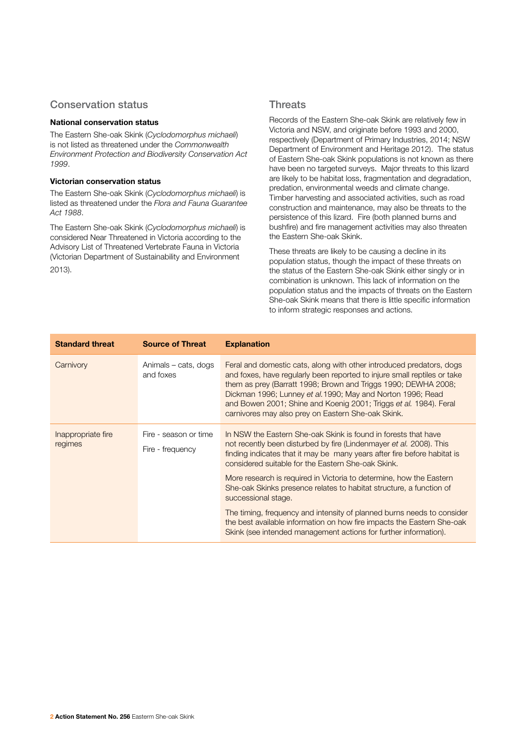## Conservation status

### National conservation status

The Eastern She-oak Skink (*Cyclodomorphus michaeli*) is not listed as threatened under the *Commonwealth Environment Protection and Biodiversity Conservation Act 1999*.

### Victorian conservation status

The Eastern She-oak Skink (*Cyclodomorphus michaeli*) is listed as threatened under the *Flora and Fauna Guarantee Act 1988*.

The Eastern She-oak Skink (*Cyclodomorphus michaeli*) is considered Near Threatened in Victoria according to the Advisory List of Threatened Vertebrate Fauna in Victoria (Victorian Department of Sustainability and Environment 2013).

## Threats

Records of the Eastern She-oak Skink are relatively few in Victoria and NSW, and originate before 1993 and 2000, respectively (Department of Primary Industries, 2014; NSW Department of Environment and Heritage 2012). The status of Eastern She-oak Skink populations is not known as there have been no targeted surveys. Major threats to this lizard are likely to be habitat loss, fragmentation and degradation, predation, environmental weeds and climate change. Timber harvesting and associated activities, such as road construction and maintenance, may also be threats to the persistence of this lizard. Fire (both planned burns and bushfire) and fire management activities may also threaten the Eastern She-oak Skink.

These threats are likely to be causing a decline in its population status, though the impact of these threats on the status of the Eastern She-oak Skink either singly or in combination is unknown. This lack of information on the population status and the impacts of threats on the Eastern She-oak Skink means that there is little specific information to inform strategic responses and actions.

| Standard threat | Source of Threat | Explanation |
|---|---|---|
| Carnivory | Animals – cats, dogs and foxes | Feral and domestic cats, along with other introduced predators, dogs and foxes, have regularly been reported to injure small reptiles or take them as prey (Barratt 1998; Brown and Triggs 1990; DEWHA 2008; Dickman 1996; Lunney *et al.* 1990; May and Norton 1996; Read and Bowen 2001; Shine and Koenig 2001; Triggs *et al.* 1984). Feral carnivores may also prey on Eastern She-oak Skink. |
| Inappropriate fire regimes | Fire - season or time<br>Fire - frequency | In NSW the Eastern She-oak Skink is found in forests that have not recently been disturbed by fire (Lindenmayer *et al.* 2008). This finding indicates that it may be many years after fire before habitat is considered suitable for the Eastern She-oak Skink.<br><br>More research is required in Victoria to determine, how the Eastern She-oak Skinks presence relates to habitat structure, a function of successional stage.<br><br>The timing, frequency and intensity of planned burns needs to consider the best available information on how fire impacts the Eastern She-oak Skink (see intended management actions for further information). |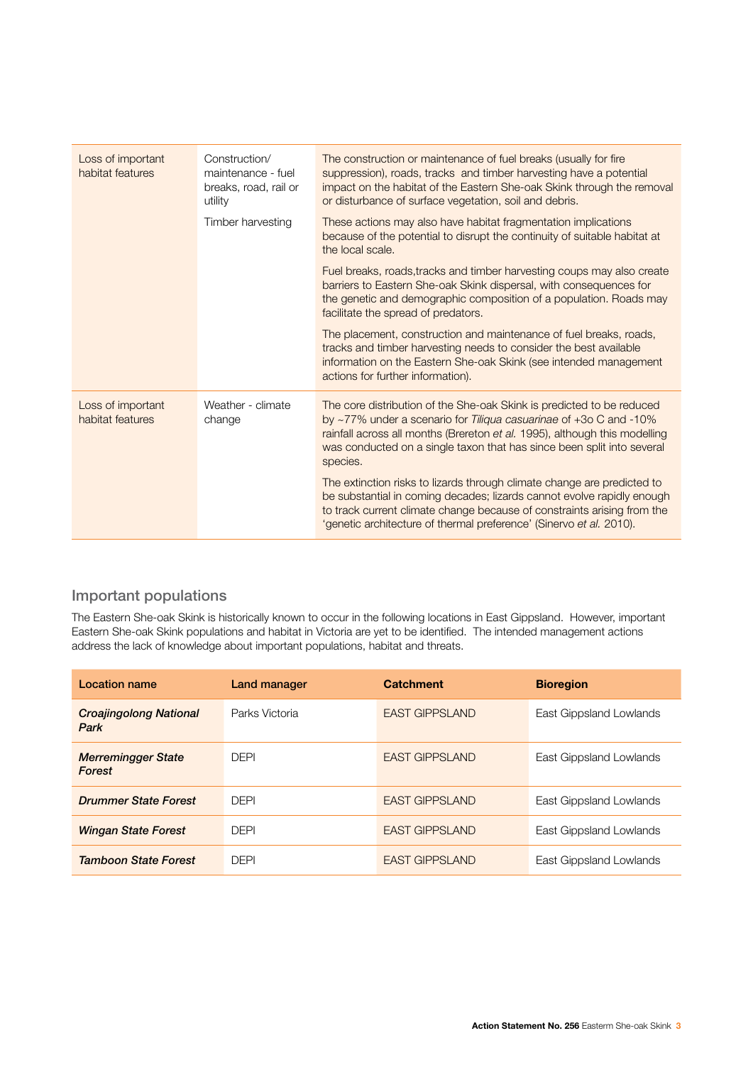| | | |
|---|---|---|
| Loss of important habitat features | Construction/ maintenance - fuel breaks, road, rail or utility<br><br>Timber harvesting | The construction or maintenance of fuel breaks (usually for fire suppression), roads, tracks and timber harvesting have a potential impact on the habitat of the Eastern She-oak Skink through the removal or disturbance of surface vegetation, soil and debris.<br><br>These actions may also have habitat fragmentation implications because of the potential to disrupt the continuity of suitable habitat at the local scale.<br><br>Fuel breaks, roads,tracks and timber harvesting coups may also create barriers to Eastern She-oak Skink dispersal, with consequences for the genetic and demographic composition of a population. Roads may facilitate the spread of predators.<br><br>The placement, construction and maintenance of fuel breaks, roads, tracks and timber harvesting needs to consider the best available information on the Eastern She-oak Skink (see intended management actions for further information). |
| Loss of important habitat features | Weather - climate change | The core distribution of the She-oak Skink is predicted to be reduced by ~77% under a scenario for *Tiliqua casuarinae* of +3o C and -10% rainfall across all months (Brereton *et al.* 1995), although this modelling was conducted on a single taxon that has since been split into several species.<br><br>The extinction risks to lizards through climate change are predicted to be substantial in coming decades; lizards cannot evolve rapidly enough to track current climate change because of constraints arising from the 'genetic architecture of thermal preference' (Sinervo *et al.* 2010). |

## Important populations

The Eastern She-oak Skink is historically known to occur in the following locations in East Gippsland. However, important Eastern She-oak Skink populations and habitat in Victoria are yet to be identified. The intended management actions address the lack of knowledge about important populations, habitat and threats.

| Location name | Land manager | Catchment | Bioregion |
|---|---|---|---|
| ***Croajingolong National Park*** | Parks Victoria | EAST GIPPSLAND | East Gippsland Lowlands |
| ***Merremingger State Forest*** | DEPI | EAST GIPPSLAND | East Gippsland Lowlands |
| ***Drummer State Forest*** | DEPI | EAST GIPPSLAND | East Gippsland Lowlands |
| ***Wingan State Forest*** | DEPI | EAST GIPPSLAND | East Gippsland Lowlands |
| ***Tamboon State Forest*** | DEPI | EAST GIPPSLAND | East Gippsland Lowlands |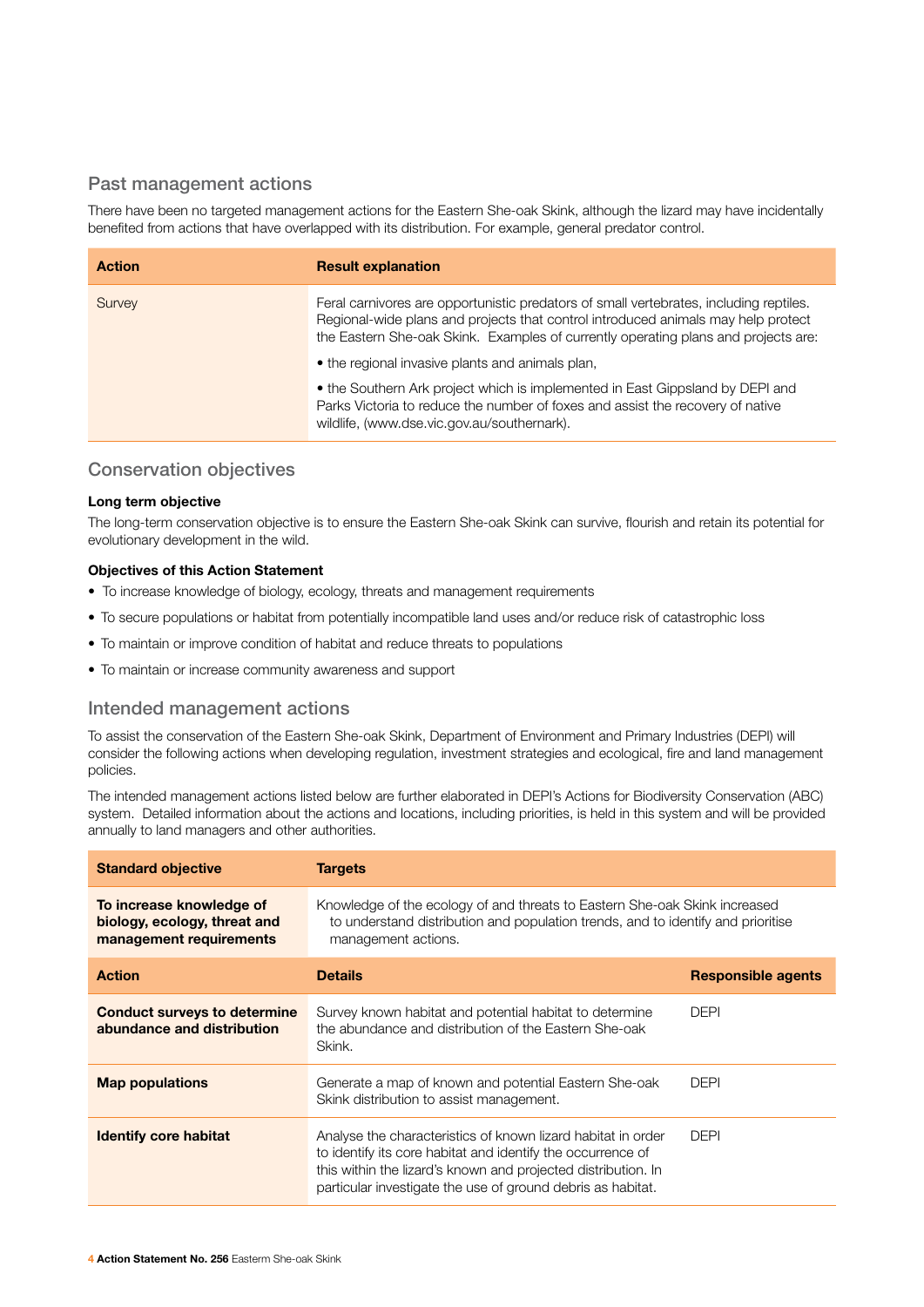## Past management actions

There have been no targeted management actions for the Eastern She-oak Skink, although the lizard may have incidentally benefited from actions that have overlapped with its distribution. For example, general predator control.

| Action | Result explanation |
|---|---|
| Survey | Feral carnivores are opportunistic predators of small vertebrates, including reptiles. Regional-wide plans and projects that control introduced animals may help protect the Eastern She-oak Skink. Examples of currently operating plans and projects are:<br>• the regional invasive plants and animals plan,<br>• the Southern Ark project which is implemented in East Gippsland by DEPI and Parks Victoria to reduce the number of foxes and assist the recovery of native wildlife, (www.dse.vic.gov.au/southernark). |

## Conservation objectives

**Long term objective**

The long-term conservation objective is to ensure the Eastern She-oak Skink can survive, flourish and retain its potential for evolutionary development in the wild.

**Objectives of this Action Statement**

- To increase knowledge of biology, ecology, threats and management requirements
- To secure populations or habitat from potentially incompatible land uses and/or reduce risk of catastrophic loss
- To maintain or improve condition of habitat and reduce threats to populations
- To maintain or increase community awareness and support

## Intended management actions

To assist the conservation of the Eastern She-oak Skink, Department of Environment and Primary Industries (DEPI) will consider the following actions when developing regulation, investment strategies and ecological, fire and land management policies.

The intended management actions listed below are further elaborated in DEPI's Actions for Biodiversity Conservation (ABC) system. Detailed information about the actions and locations, including priorities, is held in this system and will be provided annually to land managers and other authorities.

| Standard objective | Targets | |
|---|---|---|
| **To increase knowledge of biology, ecology, threat and management requirements** | Knowledge of the ecology of and threats to Eastern She-oak Skink increased to understand distribution and population trends, and to identify and prioritise management actions. | |
| **Action** | **Details** | **Responsible agents** |
| **Conduct surveys to determine abundance and distribution** | Survey known habitat and potential habitat to determine the abundance and distribution of the Eastern She-oak Skink. | DEPI |
| **Map populations** | Generate a map of known and potential Eastern She-oak Skink distribution to assist management. | DEPI |
| **Identify core habitat** | Analyse the characteristics of known lizard habitat in order to identify its core habitat and identify the occurrence of this within the lizard's known and projected distribution. In particular investigate the use of ground debris as habitat. | DEPI |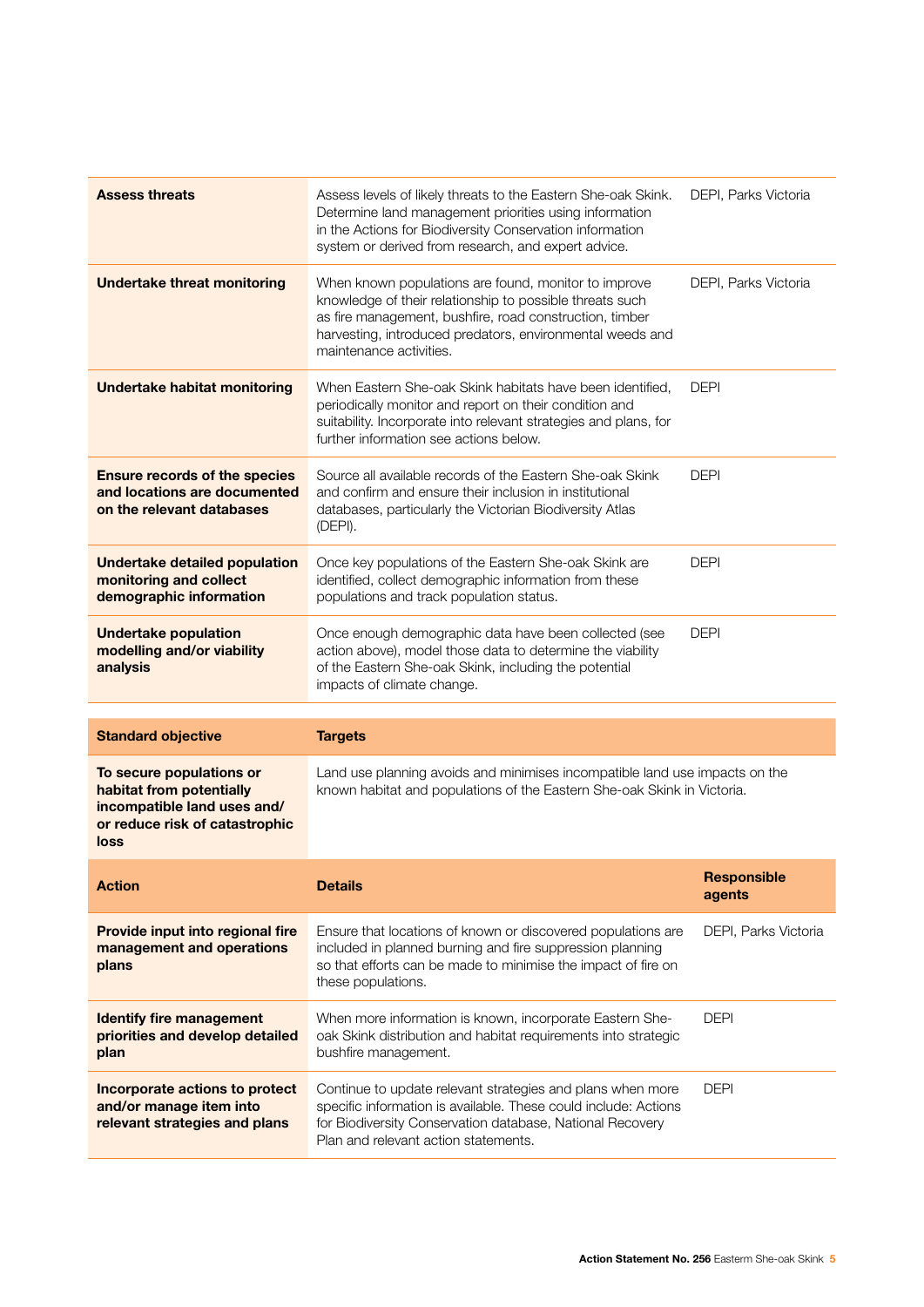| | | |
|---|---|---|
| **Assess threats** | Assess levels of likely threats to the Eastern She-oak Skink. Determine land management priorities using information in the Actions for Biodiversity Conservation information system or derived from research, and expert advice. | DEPI, Parks Victoria |
| **Undertake threat monitoring** | When known populations are found, monitor to improve knowledge of their relationship to possible threats such as fire management, bushfire, road construction, timber harvesting, introduced predators, environmental weeds and maintenance activities. | DEPI, Parks Victoria |
| **Undertake habitat monitoring** | When Eastern She-oak Skink habitats have been identified, periodically monitor and report on their condition and suitability. Incorporate into relevant strategies and plans, for further information see actions below. | DEPI |
| **Ensure records of the species and locations are documented on the relevant databases** | Source all available records of the Eastern She-oak Skink and confirm and ensure their inclusion in institutional databases, particularly the Victorian Biodiversity Atlas (DEPI). | DEPI |
| **Undertake detailed population monitoring and collect demographic information** | Once key populations of the Eastern She-oak Skink are identified, collect demographic information from these populations and track population status. | DEPI |
| **Undertake population modelling and/or viability analysis** | Once enough demographic data have been collected (see action above), model those data to determine the viability of the Eastern She-oak Skink, including the potential impacts of climate change. | DEPI |

| **Standard objective** | **Targets** |
|---|---|
| **To secure populations or habitat from potentially incompatible land uses and/or reduce risk of catastrophic loss** | Land use planning avoids and minimises incompatible land use impacts on the known habitat and populations of the Eastern She-oak Skink in Victoria. |

| **Action** | **Details** | **Responsible agents** |
|---|---|---|
| **Provide input into regional fire management and operations plans** | Ensure that locations of known or discovered populations are included in planned burning and fire suppression planning so that efforts can be made to minimise the impact of fire on these populations. | DEPI, Parks Victoria |
| **Identify fire management priorities and develop detailed plan** | When more information is known, incorporate Eastern She-oak Skink distribution and habitat requirements into strategic bushfire management. | DEPI |
| **Incorporate actions to protect and/or manage item into relevant strategies and plans** | Continue to update relevant strategies and plans when more specific information is available. These could include: Actions for Biodiversity Conservation database, National Recovery Plan and relevant action statements. | DEPI |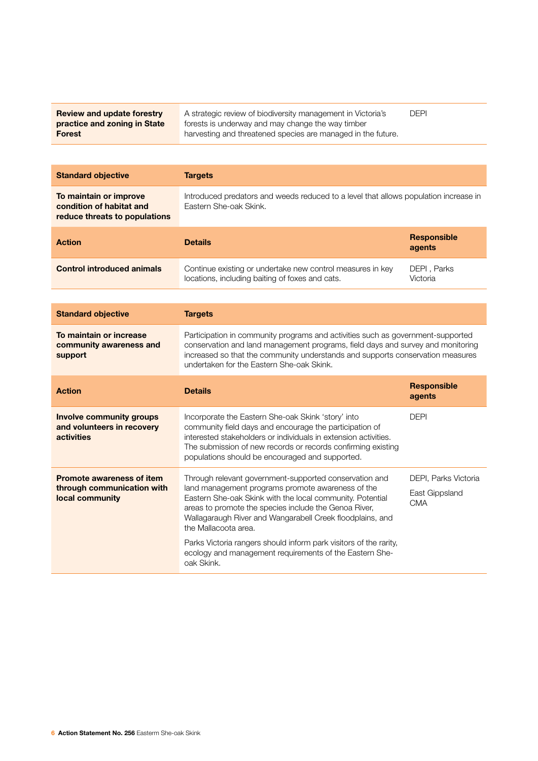| | | |
|---|---|---|
| **Review and update forestry practice and zoning in State Forest** | A strategic review of biodiversity management in Victoria's forests is underway and may change the way timber harvesting and threatened species are managed in the future. | DEPI |

| **Standard objective** | **Targets** | |
|---|---|---|
| **To maintain or improve condition of habitat and reduce threats to populations** | Introduced predators and weeds reduced to a level that allows population increase in Eastern She-oak Skink. | |
| **Action** | **Details** | **Responsible agents** |
| **Control introduced animals** | Continue existing or undertake new control measures in key locations, including baiting of foxes and cats. | DEPI , Parks Victoria |

| **Standard objective** | **Targets** | |
|---|---|---|
| **To maintain or increase community awareness and support** | Participation in community programs and activities such as government-supported conservation and land management programs, field days and survey and monitoring increased so that the community understands and supports conservation measures undertaken for the Eastern She-oak Skink. | |
| **Action** | **Details** | **Responsible agents** |
| **Involve community groups and volunteers in recovery activities** | Incorporate the Eastern She-oak Skink 'story' into community field days and encourage the participation of interested stakeholders or individuals in extension activities. The submission of new records or records confirming existing populations should be encouraged and supported. | DEPI |
| **Promote awareness of item through communication with local community** | Through relevant government-supported conservation and land management programs promote awareness of the Eastern She-oak Skink with the local community. Potential areas to promote the species include the Genoa River, Wallagaraugh River and Wangarabell Creek floodplains, and the Mallacoota area.<br><br>Parks Victoria rangers should inform park visitors of the rarity, ecology and management requirements of the Eastern She-oak Skink. | DEPI, Parks Victoria<br><br>East Gippsland CMA |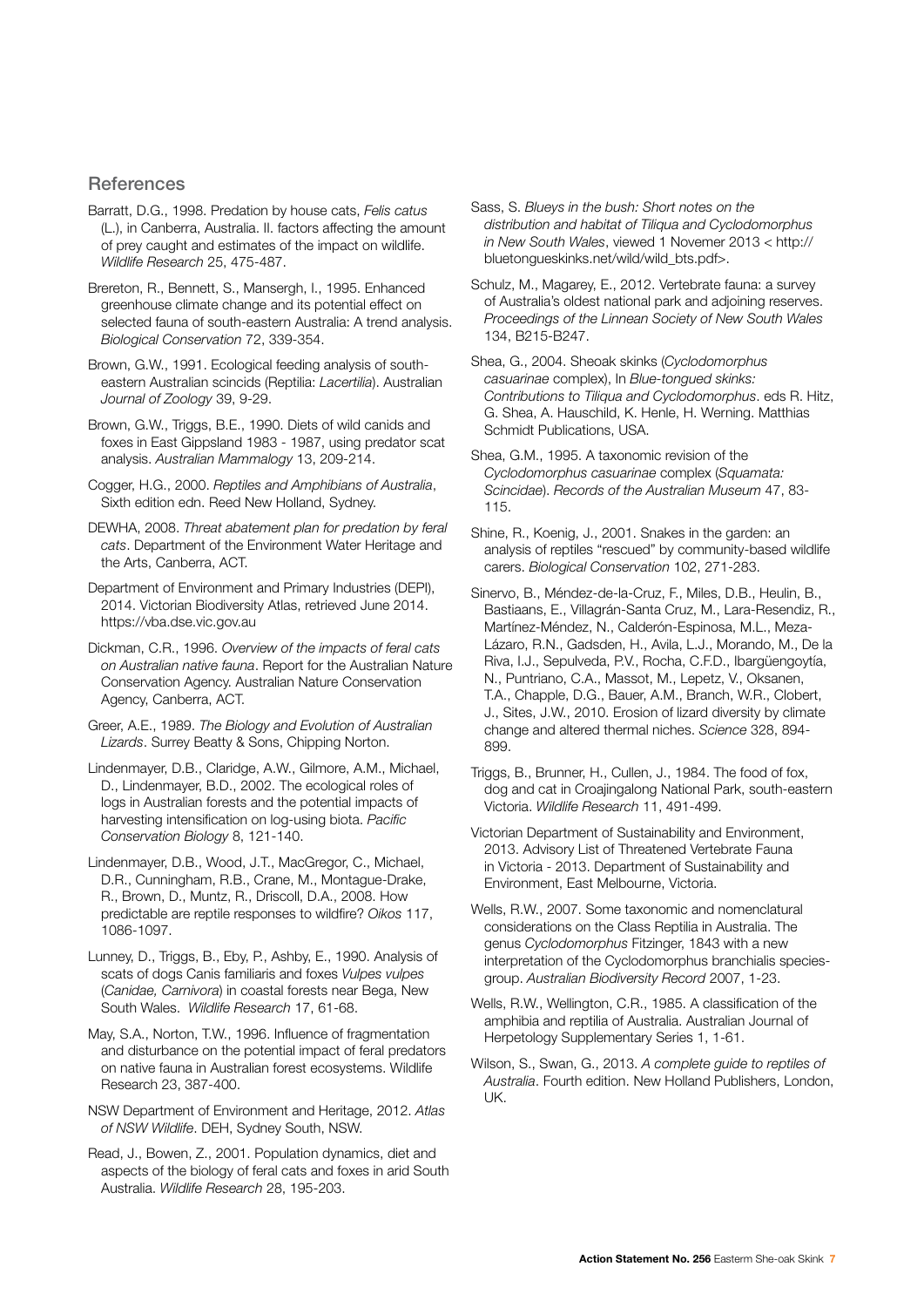## References

Barratt, D.G., 1998. Predation by house cats, *Felis catus* (L.), in Canberra, Australia. II. factors affecting the amount of prey caught and estimates of the impact on wildlife. *Wildlife Research* 25, 475-487.

Brereton, R., Bennett, S., Mansergh, I., 1995. Enhanced greenhouse climate change and its potential effect on selected fauna of south-eastern Australia: A trend analysis. *Biological Conservation* 72, 339-354.

Brown, G.W., 1991. Ecological feeding analysis of south-eastern Australian scincids (Reptilia: *Lacertilia*). Australian *Journal of Zoology* 39, 9-29.

Brown, G.W., Triggs, B.E., 1990. Diets of wild canids and foxes in East Gippsland 1983 - 1987, using predator scat analysis. *Australian Mammalogy* 13, 209-214.

Cogger, H.G., 2000. *Reptiles and Amphibians of Australia*, Sixth edition edn. Reed New Holland, Sydney.

DEWHA, 2008. *Threat abatement plan for predation by feral cats*. Department of the Environment Water Heritage and the Arts, Canberra, ACT.

Department of Environment and Primary Industries (DEPI), 2014. Victorian Biodiversity Atlas, retrieved June 2014. https://vba.dse.vic.gov.au

Dickman, C.R., 1996. *Overview of the impacts of feral cats on Australian native fauna*. Report for the Australian Nature Conservation Agency. Australian Nature Conservation Agency, Canberra, ACT.

Greer, A.E., 1989. *The Biology and Evolution of Australian Lizards*. Surrey Beatty & Sons, Chipping Norton.

Lindenmayer, D.B., Claridge, A.W., Gilmore, A.M., Michael, D., Lindenmayer, B.D., 2002. The ecological roles of logs in Australian forests and the potential impacts of harvesting intensification on log-using biota. *Pacific Conservation Biology* 8, 121-140.

Lindenmayer, D.B., Wood, J.T., MacGregor, C., Michael, D.R., Cunningham, R.B., Crane, M., Montague-Drake, R., Brown, D., Muntz, R., Driscoll, D.A., 2008. How predictable are reptile responses to wildfire? *Oikos* 117, 1086-1097.

Lunney, D., Triggs, B., Eby, P., Ashby, E., 1990. Analysis of scats of dogs Canis familiaris and foxes *Vulpes vulpes* (*Canidae, Carnivora*) in coastal forests near Bega, New South Wales. *Wildlife Research* 17, 61-68.

May, S.A., Norton, T.W., 1996. Influence of fragmentation and disturbance on the potential impact of feral predators on native fauna in Australian forest ecosystems. Wildlife Research 23, 387-400.

NSW Department of Environment and Heritage, 2012. *Atlas of NSW Wildlife*. DEH, Sydney South, NSW.

Read, J., Bowen, Z., 2001. Population dynamics, diet and aspects of the biology of feral cats and foxes in arid South Australia. *Wildlife Research* 28, 195-203.

Sass, S. *Blueys in the bush: Short notes on the distribution and habitat of Tiliqua and Cyclodomorphus in New South Wales*, viewed 1 Novemer 2013 < http://bluetongueskinks.net/wild/wild_bts.pdf>.

Schulz, M., Magarey, E., 2012. Vertebrate fauna: a survey of Australia's oldest national park and adjoining reserves. *Proceedings of the Linnean Society of New South Wales* 134, B215-B247.

Shea, G., 2004. Sheoak skinks (*Cyclodomorphus casuarinae* complex), In *Blue-tongued skinks: Contributions to Tiliqua and Cyclodomorphus*. eds R. Hitz, G. Shea, A. Hauschild, K. Henle, H. Werning. Matthias Schmidt Publications, USA.

Shea, G.M., 1995. A taxonomic revision of the *Cyclodomorphus casuarinae* complex (*Squamata: Scincidae*). *Records of the Australian Museum* 47, 83-115.

Shine, R., Koenig, J., 2001. Snakes in the garden: an analysis of reptiles "rescued" by community-based wildlife carers. *Biological Conservation* 102, 271-283.

Sinervo, B., Méndez-de-la-Cruz, F., Miles, D.B., Heulin, B., Bastiaans, E., Villagrán-Santa Cruz, M., Lara-Resendiz, R., Martínez-Méndez, N., Calderón-Espinosa, M.L., Meza-Lázaro, R.N., Gadsden, H., Avila, L.J., Morando, M., De la Riva, I.J., Sepulveda, P.V., Rocha, C.F.D., Ibargüengoytía, N., Puntriano, C.A., Massot, M., Lepetz, V., Oksanen, T.A., Chapple, D.G., Bauer, A.M., Branch, W.R., Clobert, J., Sites, J.W., 2010. Erosion of lizard diversity by climate change and altered thermal niches. *Science* 328, 894-899.

Triggs, B., Brunner, H., Cullen, J., 1984. The food of fox, dog and cat in Croajingalong National Park, south-eastern Victoria. *Wildlife Research* 11, 491-499.

Victorian Department of Sustainability and Environment, 2013. Advisory List of Threatened Vertebrate Fauna in Victoria - 2013. Department of Sustainability and Environment, East Melbourne, Victoria.

Wells, R.W., 2007. Some taxonomic and nomenclatural considerations on the Class Reptilia in Australia. The genus *Cyclodomorphus* Fitzinger, 1843 with a new interpretation of the Cyclodomorphus branchialis species-group. *Australian Biodiversity Record* 2007, 1-23.

Wells, R.W., Wellington, C.R., 1985. A classification of the amphibia and reptilia of Australia. Australian Journal of Herpetology Supplementary Series 1, 1-61.

Wilson, S., Swan, G., 2013. *A complete guide to reptiles of Australia*. Fourth edition. New Holland Publishers, London, UK.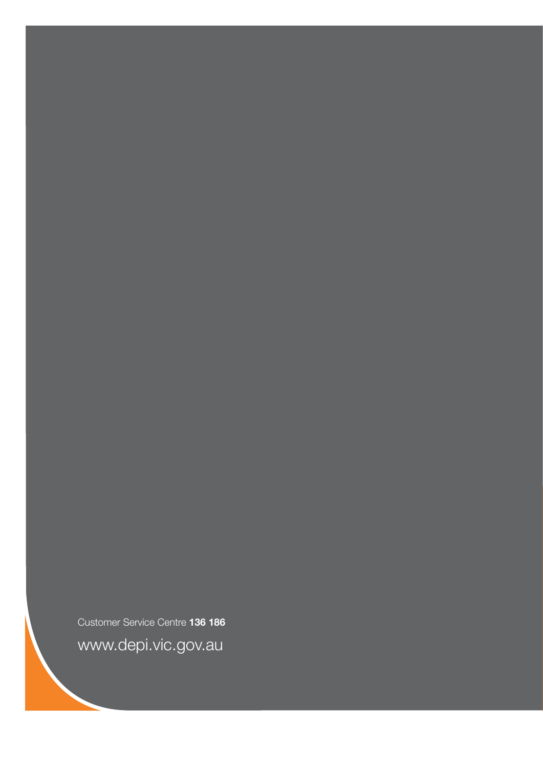Customer Service Centre **136 186**

www.depi.vic.gov.au